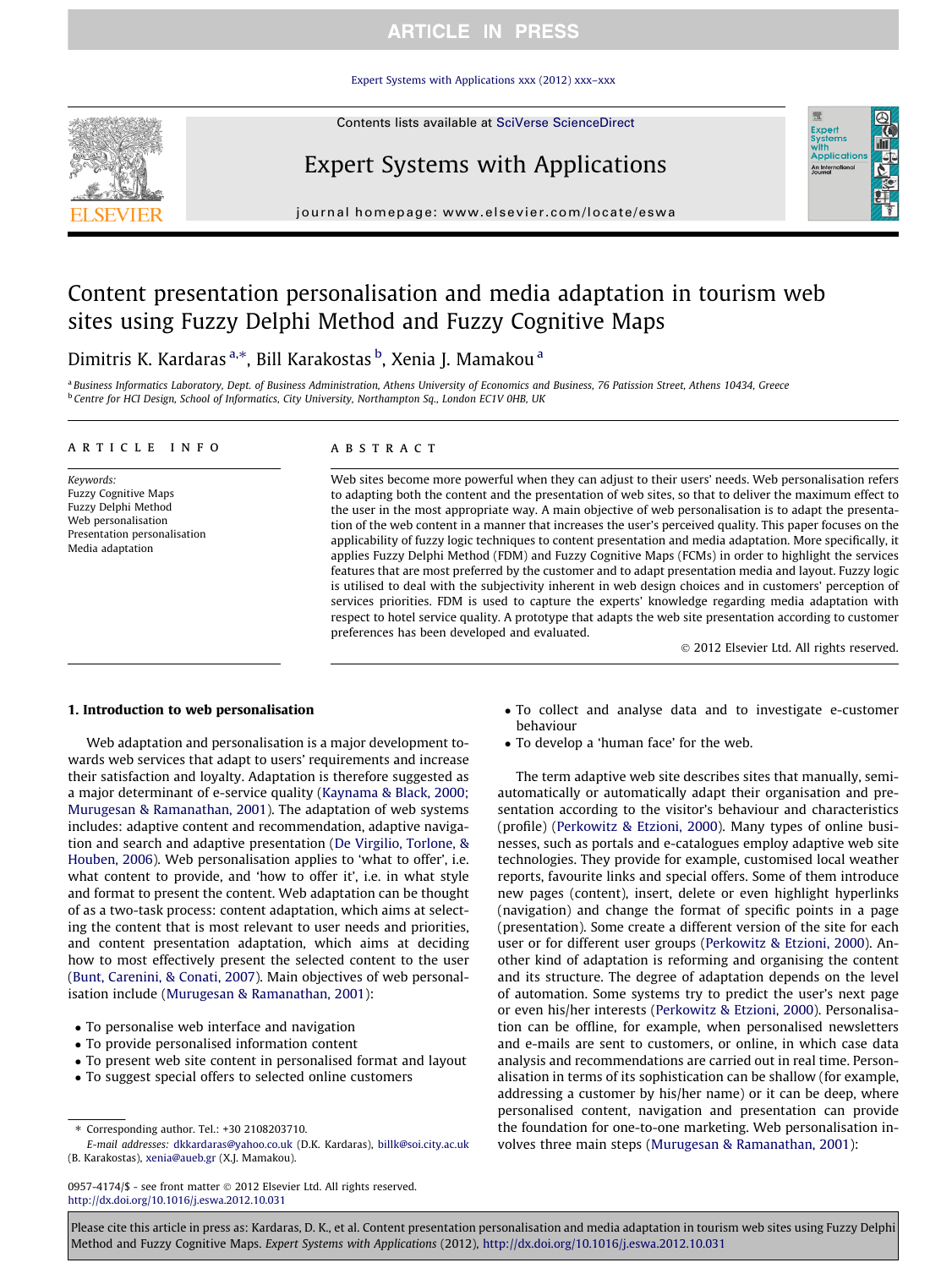# Content presentation personalisation and media adaptation in tourism web sites using Fuzzy Delphi Method and Fuzzy Cognitive Maps

Dimitris K. Kardaras [a,*], Bill Karakostas [b], Xenia J. Mamakou [a]

[a] Business Informatics Laboratory, Dept. of Business Administration, Athens University of Economics and Business, 76 Patission Street, Athens 10434, Greece
[b] Centre for HCI Design, School of Informatics, City University, Northampton Sq., London EC1V 0HB, UK

## ARTICLE INFO

*Keywords:*
Fuzzy Cognitive Maps
Fuzzy Delphi Method
Web personalisation
Presentation personalisation
Media adaptation

## ABSTRACT

Web sites become more powerful when they can adjust to their users' needs. Web personalisation refers to adapting both the content and the presentation of web sites, so that to deliver the maximum effect to the user in the most appropriate way. A main objective of web personalisation is to adapt the presentation of the web content in a manner that increases the user's perceived quality. This paper focuses on the applicability of fuzzy logic techniques to content presentation and media adaptation. More specifically, it applies Fuzzy Delphi Method (FDM) and Fuzzy Cognitive Maps (FCMs) in order to highlight the services features that are most preferred by the customer and to adapt presentation media and layout. Fuzzy logic is utilised to deal with the subjectivity inherent in web design choices and in customers' perception of services priorities. FDM is used to capture the experts' knowledge regarding media adaptation with respect to hotel service quality. A prototype that adapts the web site presentation according to customer preferences has been developed and evaluated.

© 2012 Elsevier Ltd. All rights reserved.

## 1. Introduction to web personalisation

Web adaptation and personalisation is a major development towards web services that adapt to users' requirements and increase their satisfaction and loyalty. Adaptation is therefore suggested as a major determinant of e-service quality (Kaynama & Black, 2000; Murugesan & Ramanathan, 2001). The adaptation of web systems includes: adaptive content and recommendation, adaptive navigation and search and adaptive presentation (De Virgilio, Torlone, & Houben, 2006). Web personalisation applies to 'what to offer', i.e. what content to provide, and 'how to offer it', i.e. in what style and format to present the content. Web adaptation can be thought of as a two-task process: content adaptation, which aims at selecting the content that is most relevant to user needs and priorities, and content presentation adaptation, which aims at deciding how to most effectively present the selected content to the user (Bunt, Carenini, & Conati, 2007). Main objectives of web personalisation include (Murugesan & Ramanathan, 2001):

- To personalise web interface and navigation
- To provide personalised information content
- To present web site content in personalised format and layout
- To suggest special offers to selected online customers
- To collect and analyse data and to investigate e-customer behaviour
- To develop a 'human face' for the web.

The term adaptive web site describes sites that manually, semi-automatically or automatically adapt their organisation and presentation according to the visitor's behaviour and characteristics (profile) (Perkowitz & Etzioni, 2000). Many types of online businesses, such as portals and e-catalogues employ adaptive web site technologies. They provide for example, customised local weather reports, favourite links and special offers. Some of them introduce new pages (content), insert, delete or even highlight hyperlinks (navigation) and change the format of specific points in a page (presentation). Some create a different version of the site for each user or for different user groups (Perkowitz & Etzioni, 2000). Another kind of adaptation is reforming and organising the content and its structure. The degree of adaptation depends on the level of automation. Some systems try to predict the user's next page or even his/her interests (Perkowitz & Etzioni, 2000). Personalisation can be offline, for example, when personalised newsletters and e-mails are sent to customers, or online, in which case data analysis and recommendations are carried out in real time. Personalisation in terms of its sophistication can be shallow (for example, addressing a customer by his/her name) or it can be deep, where personalised content, navigation and presentation can provide the foundation for one-to-one marketing. Web personalisation involves three main steps (Murugesan & Ramanathan, 2001):

* Corresponding author. Tel.: +30 2108203710.
*E-mail addresses:* dkkardaras@yahoo.co.uk (D.K. Kardaras), billk@soi.city.ac.uk (B. Karakostas), xenia@aueb.gr (X.J. Mamakou).

0957-4174/$ - see front matter © 2012 Elsevier Ltd. All rights reserved.
http://dx.doi.org/10.1016/j.eswa.2012.10.031

Please cite this article in press as: Kardaras, D. K., et al. Content presentation personalisation and media adaptation in tourism web sites using Fuzzy Delphi Method and Fuzzy Cognitive Maps. *Expert Systems with Applications* (2012), http://dx.doi.org/10.1016/j.eswa.2012.10.031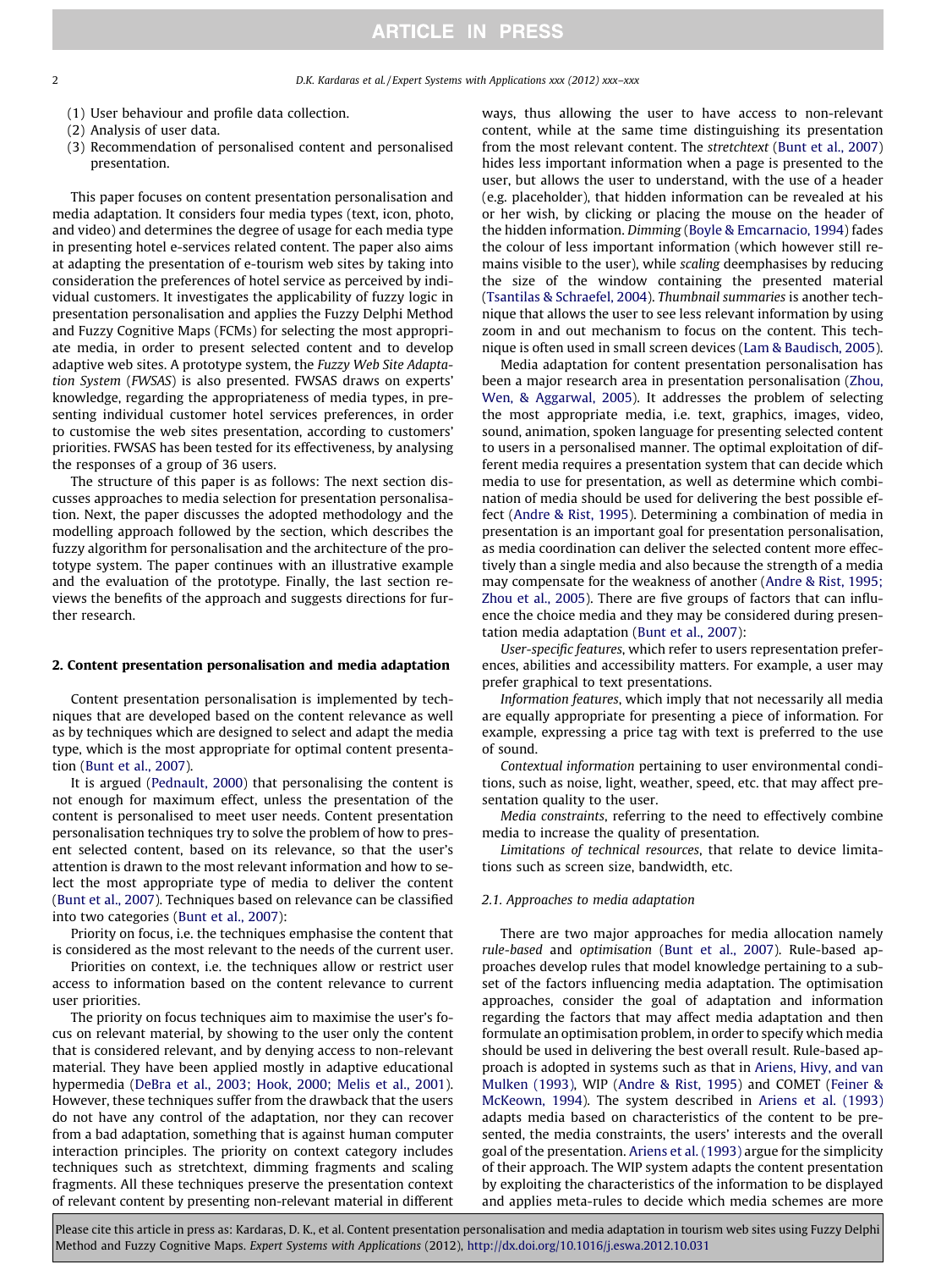(1) User behaviour and profile data collection.
(2) Analysis of user data.
(3) Recommendation of personalised content and personalised presentation.

This paper focuses on content presentation personalisation and media adaptation. It considers four media types (text, icon, photo, and video) and determines the degree of usage for each media type in presenting hotel e-services related content. The paper also aims at adapting the presentation of e-tourism web sites by taking into consideration the preferences of hotel service as perceived by individual customers. It investigates the applicability of fuzzy logic in presentation personalisation and applies the Fuzzy Delphi Method and Fuzzy Cognitive Maps (FCMs) for selecting the most appropriate media, in order to present selected content and to develop adaptive web sites. A prototype system, the *Fuzzy Web Site Adaptation System* (*FWSAS*) is also presented. FWSAS draws on experts' knowledge, regarding the appropriateness of media types, in presenting individual customer hotel services preferences, in order to customise the web sites presentation, according to customers' priorities. FWSAS has been tested for its effectiveness, by analysing the responses of a group of 36 users.

The structure of this paper is as follows: The next section discusses approaches to media selection for presentation personalisation. Next, the paper discusses the adopted methodology and the modelling approach followed by the section, which describes the fuzzy algorithm for personalisation and the architecture of the prototype system. The paper continues with an illustrative example and the evaluation of the prototype. Finally, the last section reviews the benefits of the approach and suggests directions for further research.

## 2. Content presentation personalisation and media adaptation

Content presentation personalisation is implemented by techniques that are developed based on the content relevance as well as by techniques which are designed to select and adapt the media type, which is the most appropriate for optimal content presentation (Bunt et al., 2007).

It is argued (Pednault, 2000) that personalising the content is not enough for maximum effect, unless the presentation of the content is personalised to meet user needs. Content presentation personalisation techniques try to solve the problem of how to present selected content, based on its relevance, so that the user's attention is drawn to the most relevant information and how to select the most appropriate type of media to deliver the content (Bunt et al., 2007). Techniques based on relevance can be classified into two categories (Bunt et al., 2007):

Priority on focus, i.e. the techniques emphasise the content that is considered as the most relevant to the needs of the current user.

Priorities on context, i.e. the techniques allow or restrict user access to information based on the content relevance to current user priorities.

The priority on focus techniques aim to maximise the user's focus on relevant material, by showing to the user only the content that is considered relevant, and by denying access to non-relevant material. They have been applied mostly in adaptive educational hypermedia (DeBra et al., 2003; Hook, 2000; Melis et al., 2001). However, these techniques suffer from the drawback that the users do not have any control of the adaptation, nor they can recover from a bad adaptation, something that is against human computer interaction principles. The priority on context category includes techniques such as stretchtext, dimming fragments and scaling fragments. All these techniques preserve the presentation context of relevant content by presenting non-relevant material in different ways, thus allowing the user to have access to non-relevant content, while at the same time distinguishing its presentation from the most relevant content. The *stretchtext* (Bunt et al., 2007) hides less important information when a page is presented to the user, but allows the user to understand, with the use of a header (e.g. placeholder), that hidden information can be revealed at his or her wish, by clicking or placing the mouse on the header of the hidden information. *Dimming* (Boyle & Emcarnacio, 1994) fades the colour of less important information (which however still remains visible to the user), while *scaling* deemphasises by reducing the size of the window containing the presented material (Tsantilas & Schraefel, 2004). *Thumbnail summaries* is another technique that allows the user to see less relevant information by using zoom in and out mechanism to focus on the content. This technique is often used in small screen devices (Lam & Baudisch, 2005).

Media adaptation for content presentation personalisation has been a major research area in presentation personalisation (Zhou, Wen, & Aggarwal, 2005). It addresses the problem of selecting the most appropriate media, i.e. text, graphics, images, video, sound, animation, spoken language for presenting selected content to users in a personalised manner. The optimal exploitation of different media requires a presentation system that can decide which media to use for presentation, as well as determine which combination of media should be used for delivering the best possible effect (Andre & Rist, 1995). Determining a combination of media in presentation is an important goal for presentation personalisation, as media coordination can deliver the selected content more effectively than a single media and also because the strength of a media may compensate for the weakness of another (Andre & Rist, 1995; Zhou et al., 2005). There are five groups of factors that can influence the choice media and they may be considered during presentation media adaptation (Bunt et al., 2007):

*User-specific features*, which refer to users representation preferences, abilities and accessibility matters. For example, a user may prefer graphical to text presentations.

*Information features*, which imply that not necessarily all media are equally appropriate for presenting a piece of information. For example, expressing a price tag with text is preferred to the use of sound.

*Contextual information* pertaining to user environmental conditions, such as noise, light, weather, speed, etc. that may affect presentation quality to the user.

*Media constraints*, referring to the need to effectively combine media to increase the quality of presentation.

*Limitations of technical resources*, that relate to device limitations such as screen size, bandwidth, etc.

### 2.1. Approaches to media adaptation

There are two major approaches for media allocation namely *rule-based* and *optimisation* (Bunt et al., 2007). Rule-based approaches develop rules that model knowledge pertaining to a subset of the factors influencing media adaptation. The optimisation approaches, consider the goal of adaptation and information regarding the factors that may affect media adaptation and then formulate an optimisation problem, in order to specify which media should be used in delivering the best overall result. Rule-based approach is adopted in systems such as that in Ariens, Hivy, and van Mulken (1993), WIP (Andre & Rist, 1995) and COMET (Feiner & McKeown, 1994). The system described in Ariens et al. (1993) adapts media based on characteristics of the content to be presented, the media constraints, the users' interests and the overall goal of the presentation. Ariens et al. (1993) argue for the simplicity of their approach. The WIP system adapts the content presentation by exploiting the characteristics of the information to be displayed and applies meta-rules to decide which media schemes are more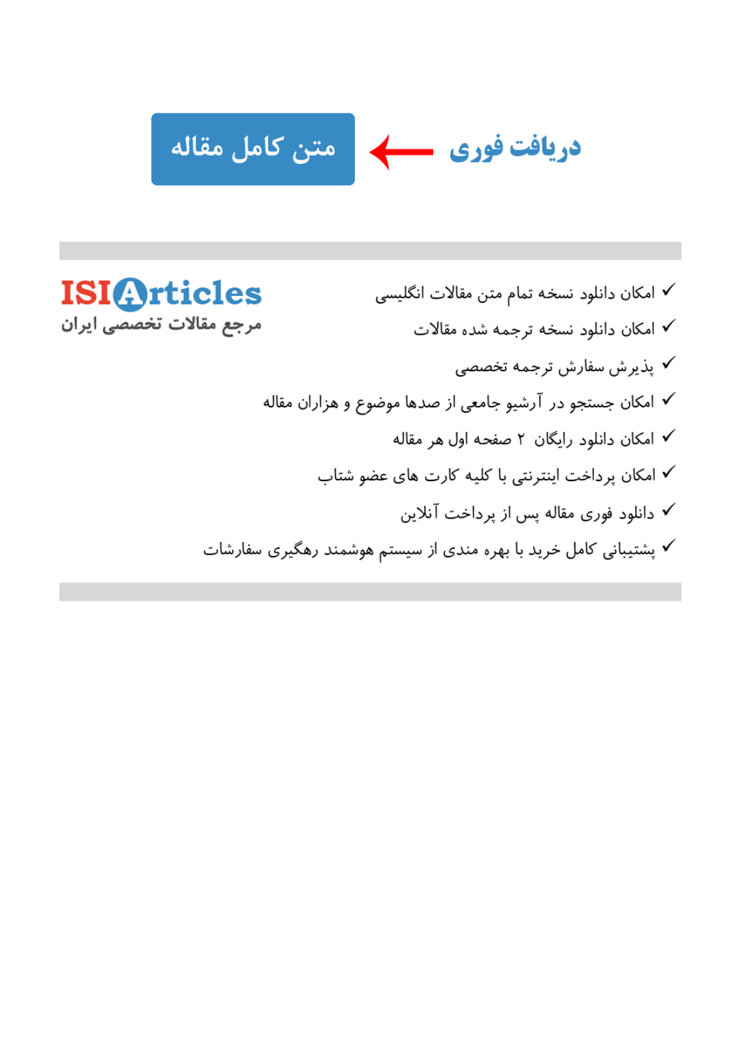دریافت فوری ← متن کامل مقاله

**ISIArticles**
مرجع مقالات تخصصی ایران

- ✓ امکان دانلود نسخه تمام متن مقالات انگلیسی
- ✓ امکان دانلود نسخه ترجمه شده مقالات
- ✓ پذیرش سفارش ترجمه تخصصی
- ✓ امکان جستجو در آرشیو جامعی از صدها موضوع و هزاران مقاله
- ✓ امکان دانلود رایگان ۲ صفحه اول هر مقاله
- ✓ امکان پرداخت اینترنتی با کلیه کارت های عضو شتاب
- ✓ دانلود فوری مقاله پس از پرداخت آنلاین
- ✓ پشتیبانی کامل خرید با بهره مندی از سیستم هوشمند رهگیری سفارشات